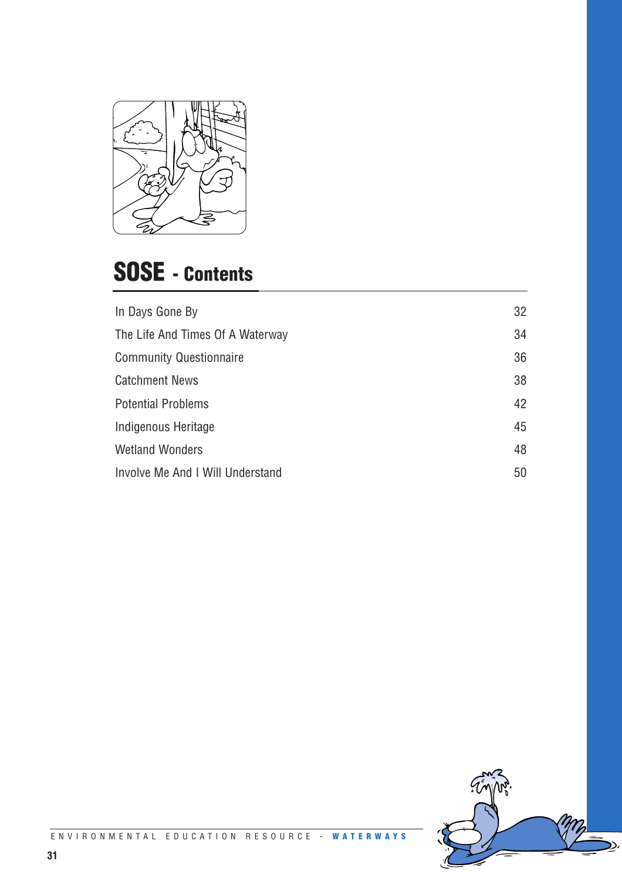# SOSE - Contents

| | |
|---|---|
| In Days Gone By | 32 |
| The Life And Times Of A Waterway | 34 |
| Community Questionnaire | 36 |
| Catchment News | 38 |
| Potential Problems | 42 |
| Indigenous Heritage | 45 |
| Wetland Wonders | 48 |
| Involve Me And I Will Understand | 50 |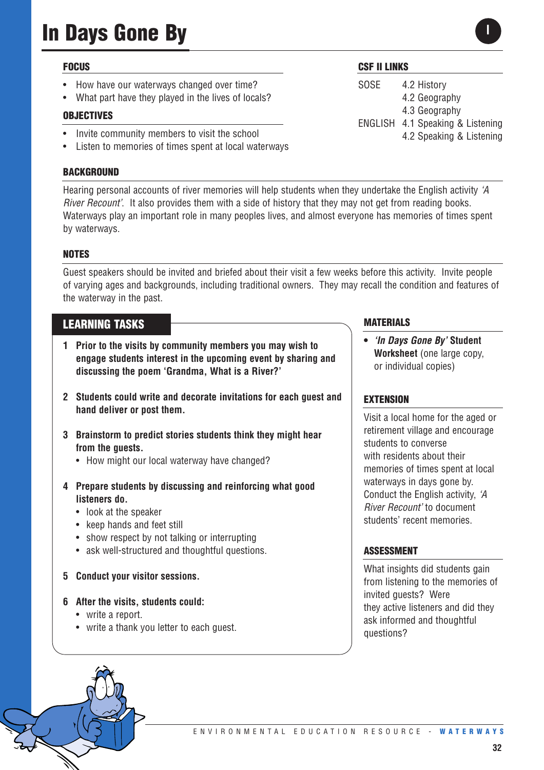# In Days Gone By

## FOCUS

- How have our waterways changed over time?
- What part have they played in the lives of locals?

## OBJECTIVES

- Invite community members to visit the school
- Listen to memories of times spent at local waterways

## CSF II LINKS

| | |
|---|---|
| SOSE | 4.2 History |
| | 4.2 Geography |
| | 4.3 Geography |
| ENGLISH | 4.1 Speaking & Listening |
| | 4.2 Speaking & Listening |

## BACKGROUND

Hearing personal accounts of river memories will help students when they undertake the English activity *'A River Recount'*. It also provides them with a side of history that they may not get from reading books. Waterways play an important role in many peoples lives, and almost everyone has memories of times spent by waterways.

## NOTES

Guest speakers should be invited and briefed about their visit a few weeks before this activity. Invite people of varying ages and backgrounds, including traditional owners. They may recall the condition and features of the waterway in the past.

## LEARNING TASKS

1. **Prior to the visits by community members you may wish to engage students interest in the upcoming event by sharing and discussing the poem 'Grandma, What is a River?'**

2. **Students could write and decorate invitations for each guest and hand deliver or post them.**

3. **Brainstorm to predict stories students think they might hear from the guests.**
   - How might our local waterway have changed?

4. **Prepare students by discussing and reinforcing what good listeners do.**
   - look at the speaker
   - keep hands and feet still
   - show respect by not talking or interrupting
   - ask well-structured and thoughtful questions.

5. **Conduct your visitor sessions.**

6. **After the visits, students could:**
   - write a report.
   - write a thank you letter to each guest.

## MATERIALS

- ***'In Days Gone By'* Student Worksheet** (one large copy, or individual copies)

## EXTENSION

Visit a local home for the aged or retirement village and encourage students to converse with residents about their memories of times spent at local waterways in days gone by. Conduct the English activity, *'A River Recount'* to document students' recent memories.

## ASSESSMENT

What insights did students gain from listening to the memories of invited guests? Were they active listeners and did they ask informed and thoughtful questions?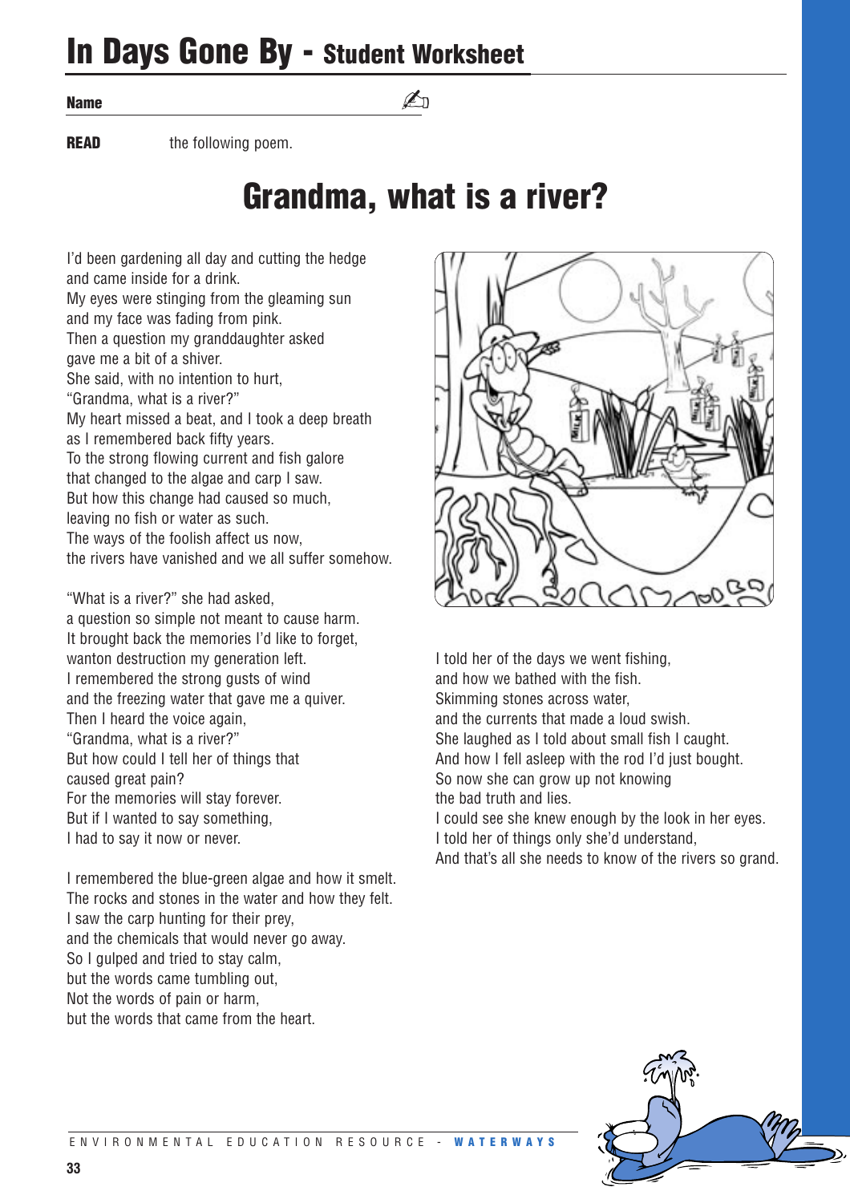# In Days Gone By - Student Worksheet

**Name** ______________________

**READ** the following poem.

## Grandma, what is a river?

I'd been gardening all day and cutting the hedge
and came inside for a drink.
My eyes were stinging from the gleaming sun
and my face was fading from pink.
Then a question my granddaughter asked
gave me a bit of a shiver.
She said, with no intention to hurt,
"Grandma, what is a river?"
My heart missed a beat, and I took a deep breath
as I remembered back fifty years.
To the strong flowing current and fish galore
that changed to the algae and carp I saw.
But how this change had caused so much,
leaving no fish or water as such.
The ways of the foolish affect us now,
the rivers have vanished and we all suffer somehow.

"What is a river?" she had asked,
a question so simple not meant to cause harm.
It brought back the memories I'd like to forget,
wanton destruction my generation left.
I remembered the strong gusts of wind
and the freezing water that gave me a quiver.
Then I heard the voice again,
"Grandma, what is a river?"
But how could I tell her of things that
caused great pain?
For the memories will stay forever.
But if I wanted to say something,
I had to say it now or never.

I remembered the blue-green algae and how it smelt.
The rocks and stones in the water and how they felt.
I saw the carp hunting for their prey,
and the chemicals that would never go away.
So I gulped and tried to stay calm,
but the words came tumbling out,
Not the words of pain or harm,
but the words that came from the heart.

I told her of the days we went fishing,
and how we bathed with the fish.
Skimming stones across water,
and the currents that made a loud swish.
She laughed as I told about small fish I caught.
And how I fell asleep with the rod I'd just bought.
So now she can grow up not knowing
the bad truth and lies.
I could see she knew enough by the look in her eyes.
I told her of things only she'd understand,
And that's all she needs to know of the rivers so grand.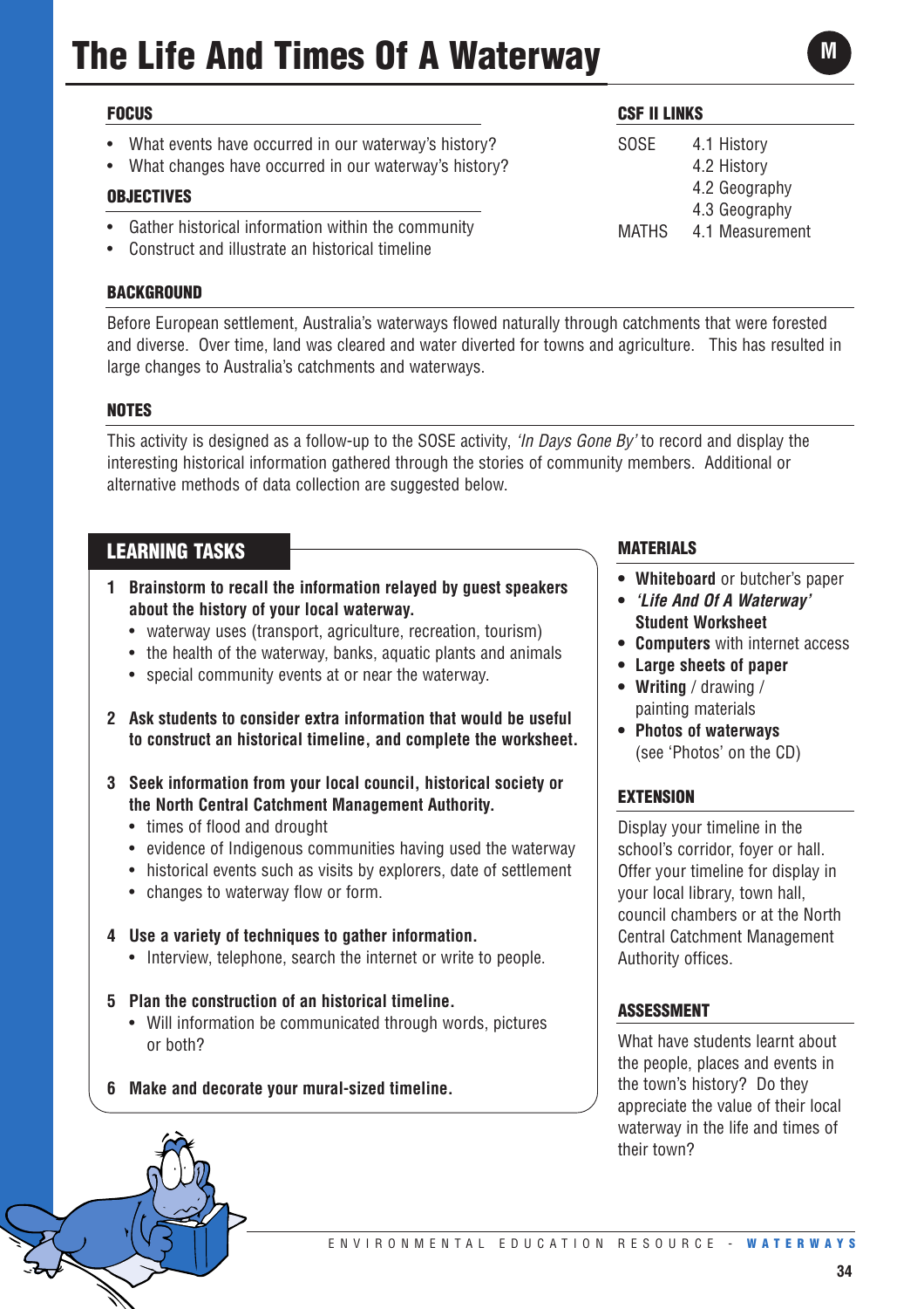# The Life And Times Of A Waterway

M

## FOCUS

- What events have occurred in our waterway's history?
- What changes have occurred in our waterway's history?

## OBJECTIVES

- Gather historical information within the community
- Construct and illustrate an historical timeline

## CSF II LINKS

| | |
|---|---|
| SOSE | 4.1 History |
| | 4.2 History |
| | 4.2 Geography |
| | 4.3 Geography |
| MATHS | 4.1 Measurement |

## BACKGROUND

Before European settlement, Australia's waterways flowed naturally through catchments that were forested and diverse. Over time, land was cleared and water diverted for towns and agriculture. This has resulted in large changes to Australia's catchments and waterways.

## NOTES

This activity is designed as a follow-up to the SOSE activity, *'In Days Gone By'* to record and display the interesting historical information gathered through the stories of community members. Additional or alternative methods of data collection are suggested below.

## LEARNING TASKS

1. **Brainstorm to recall the information relayed by guest speakers about the history of your local waterway.**
   - waterway uses (transport, agriculture, recreation, tourism)
   - the health of the waterway, banks, aquatic plants and animals
   - special community events at or near the waterway.

2. **Ask students to consider extra information that would be useful to construct an historical timeline, and complete the worksheet.**

3. **Seek information from your local council, historical society or the North Central Catchment Management Authority.**
   - times of flood and drought
   - evidence of Indigenous communities having used the waterway
   - historical events such as visits by explorers, date of settlement
   - changes to waterway flow or form.

4. **Use a variety of techniques to gather information.**
   - Interview, telephone, search the internet or write to people.

5. **Plan the construction of an historical timeline.**
   - Will information be communicated through words, pictures or both?

6. **Make and decorate your mural-sized timeline.**

## MATERIALS

- **Whiteboard** or butcher's paper
- ***'Life And Of A Waterway'* Student Worksheet**
- **Computers** with internet access
- **Large sheets of paper**
- **Writing** / drawing / painting materials
- **Photos of waterways** (see 'Photos' on the CD)

## EXTENSION

Display your timeline in the school's corridor, foyer or hall. Offer your timeline for display in your local library, town hall, council chambers or at the North Central Catchment Management Authority offices.

## ASSESSMENT

What have students learnt about the people, places and events in the town's history? Do they appreciate the value of their local waterway in the life and times of their town?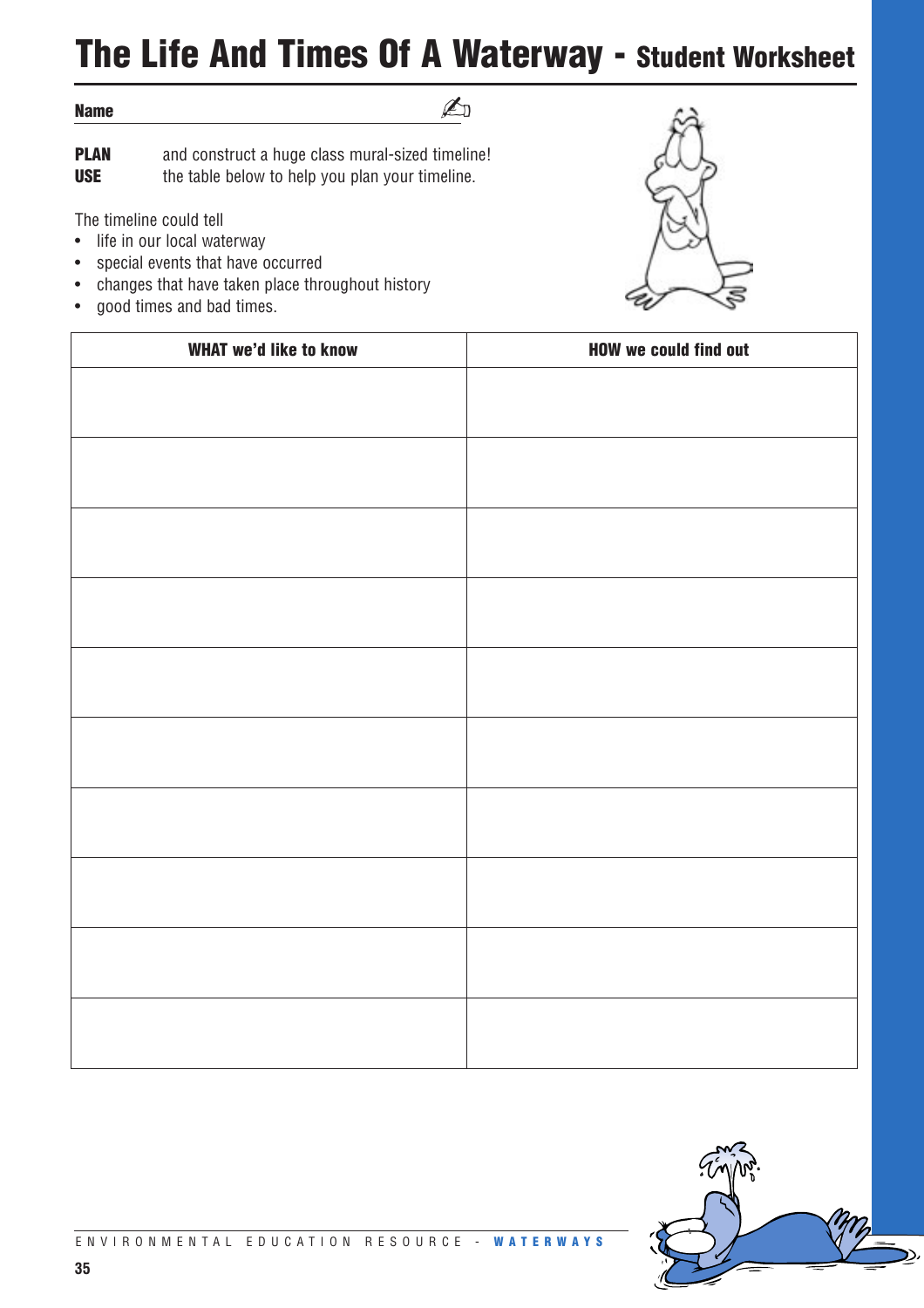# The Life And Times Of A Waterway - Student Worksheet

**Name** ______________________________

**PLAN** and construct a huge class mural-sized timeline!
**USE** the table below to help you plan your timeline.

The timeline could tell

- life in our local waterway
- special events that have occurred
- changes that have taken place throughout history
- good times and bad times.

| WHAT we'd like to know | HOW we could find out |
|---|---|
| | |
| | |
| | |
| | |
| | |
| | |
| | |
| | |
| | |
| | |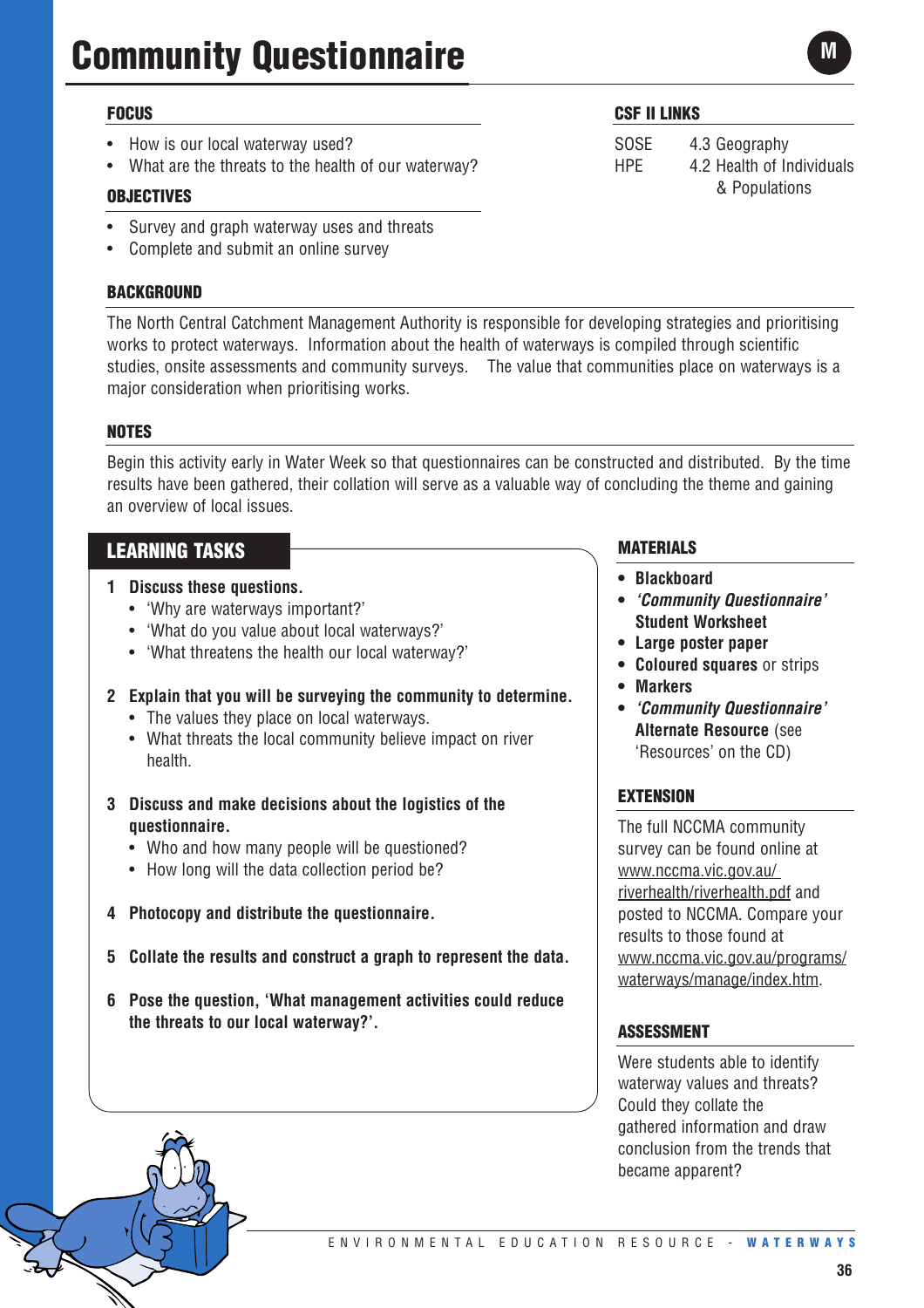# Community Questionnaire

M

## FOCUS

- How is our local waterway used?
- What are the threats to the health of our waterway?

## OBJECTIVES

- Survey and graph waterway uses and threats
- Complete and submit an online survey

## CSF II LINKS

| | |
|---|---|
| SOSE | 4.3 Geography |
| HPE | 4.2 Health of Individuals & Populations |

## BACKGROUND

The North Central Catchment Management Authority is responsible for developing strategies and prioritising works to protect waterways. Information about the health of waterways is compiled through scientific studies, onsite assessments and community surveys. The value that communities place on waterways is a major consideration when prioritising works.

## NOTES

Begin this activity early in Water Week so that questionnaires can be constructed and distributed. By the time results have been gathered, their collation will serve as a valuable way of concluding the theme and gaining an overview of local issues.

## LEARNING TASKS

1. **Discuss these questions.**
   - 'Why are waterways important?'
   - 'What do you value about local waterways?'
   - 'What threatens the health our local waterway?'

2. **Explain that you will be surveying the community to determine.**
   - The values they place on local waterways.
   - What threats the local community believe impact on river health.

3. **Discuss and make decisions about the logistics of the questionnaire.**
   - Who and how many people will be questioned?
   - How long will the data collection period be?

4. **Photocopy and distribute the questionnaire.**

5. **Collate the results and construct a graph to represent the data.**

6. **Pose the question, 'What management activities could reduce the threats to our local waterway?'.**

## MATERIALS

- **Blackboard**
- ***'Community Questionnaire'* Student Worksheet**
- **Large poster paper**
- **Coloured squares** or strips
- **Markers**
- ***'Community Questionnaire'* Alternate Resource** (see 'Resources' on the CD)

## EXTENSION

The full NCCMA community survey can be found online at www.nccma.vic.gov.au/riverhealth/riverhealth.pdf and posted to NCCMA. Compare your results to those found at www.nccma.vic.gov.au/programs/waterways/manage/index.htm.

## ASSESSMENT

Were students able to identify waterway values and threats? Could they collate the gathered information and draw conclusion from the trends that became apparent?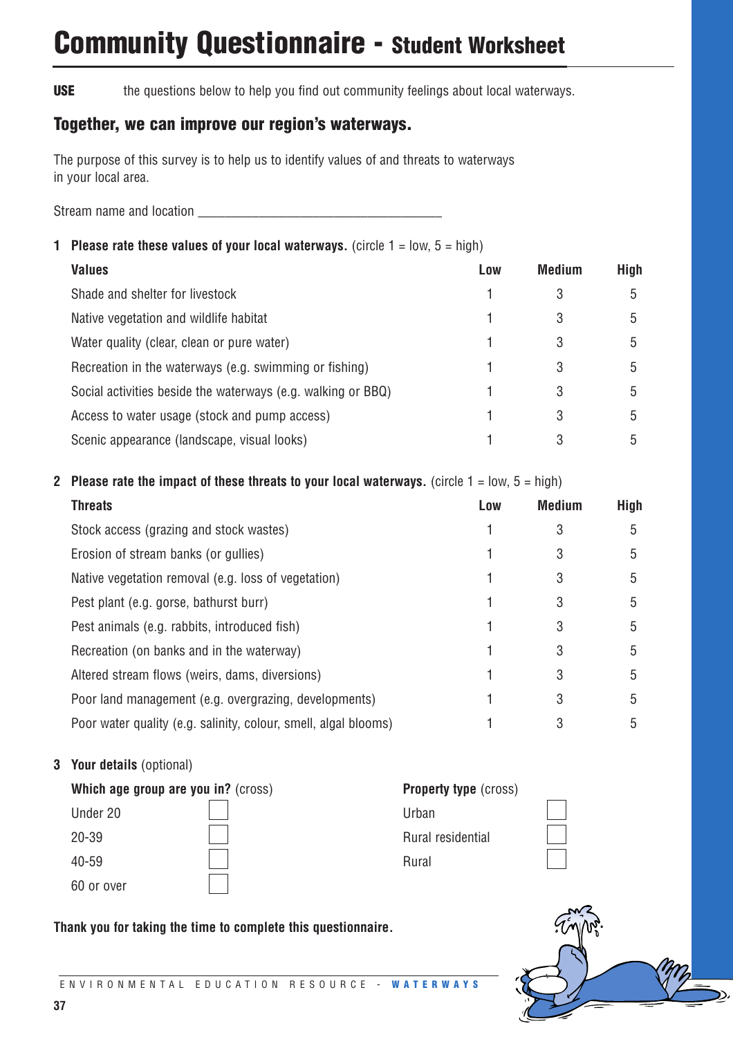# Community Questionnaire - Student Worksheet

**USE** the questions below to help you find out community feelings about local waterways.

## Together, we can improve our region's waterways.

The purpose of this survey is to help us to identify values of and threats to waterways in your local area.

Stream name and location ___________________________________

**1 Please rate these values of your local waterways.** (circle 1 = low, 5 = high)

| Values | Low | Medium | High |
|---|---|---|---|
| Shade and shelter for livestock | 1 | 3 | 5 |
| Native vegetation and wildlife habitat | 1 | 3 | 5 |
| Water quality (clear, clean or pure water) | 1 | 3 | 5 |
| Recreation in the waterways (e.g. swimming or fishing) | 1 | 3 | 5 |
| Social activities beside the waterways (e.g. walking or BBQ) | 1 | 3 | 5 |
| Access to water usage (stock and pump access) | 1 | 3 | 5 |
| Scenic appearance (landscape, visual looks) | 1 | 3 | 5 |

**2 Please rate the impact of these threats to your local waterways.** (circle 1 = low, 5 = high)

| Threats | Low | Medium | High |
|---|---|---|---|
| Stock access (grazing and stock wastes) | 1 | 3 | 5 |
| Erosion of stream banks (or gullies) | 1 | 3 | 5 |
| Native vegetation removal (e.g. loss of vegetation) | 1 | 3 | 5 |
| Pest plant (e.g. gorse, bathurst burr) | 1 | 3 | 5 |
| Pest animals (e.g. rabbits, introduced fish) | 1 | 3 | 5 |
| Recreation (on banks and in the waterway) | 1 | 3 | 5 |
| Altered stream flows (weirs, dams, diversions) | 1 | 3 | 5 |
| Poor land management (e.g. overgrazing, developments) | 1 | 3 | 5 |
| Poor water quality (e.g. salinity, colour, smell, algal blooms) | 1 | 3 | 5 |

**3 Your details** (optional)

**Which age group are you in?** (cross)

- Under 20 ☐
- 20-39 ☐
- 40-59 ☐
- 60 or over ☐

**Property type** (cross)

- Urban ☐
- Rural residential ☐
- Rural ☐

**Thank you for taking the time to complete this questionnaire.**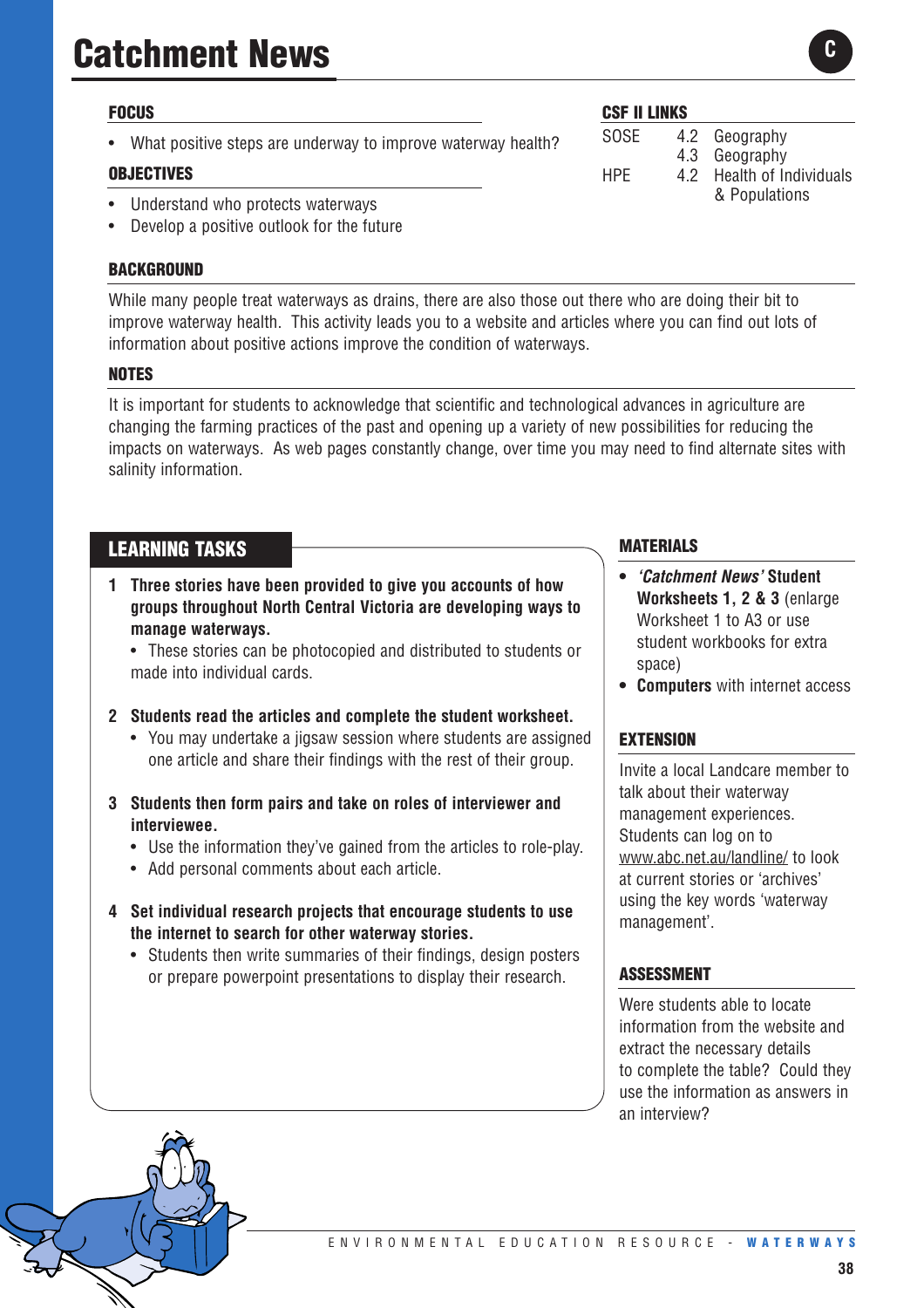# Catchment News

C

## FOCUS

- What positive steps are underway to improve waterway health?

## OBJECTIVES

- Understand who protects waterways
- Develop a positive outlook for the future

## CSF II LINKS

| | | |
|---|---|---|
| SOSE | 4.2 | Geography |
| | 4.3 | Geography |
| HPE | 4.2 | Health of Individuals & Populations |

## BACKGROUND

While many people treat waterways as drains, there are also those out there who are doing their bit to improve waterway health. This activity leads you to a website and articles where you can find out lots of information about positive actions improve the condition of waterways.

## NOTES

It is important for students to acknowledge that scientific and technological advances in agriculture are changing the farming practices of the past and opening up a variety of new possibilities for reducing the impacts on waterways. As web pages constantly change, over time you may need to find alternate sites with salinity information.

## LEARNING TASKS

1. **Three stories have been provided to give you accounts of how groups throughout North Central Victoria are developing ways to manage waterways.**
   - These stories can be photocopied and distributed to students or made into individual cards.

2. **Students read the articles and complete the student worksheet.**
   - You may undertake a jigsaw session where students are assigned one article and share their findings with the rest of their group.

3. **Students then form pairs and take on roles of interviewer and interviewee.**
   - Use the information they've gained from the articles to role-play.
   - Add personal comments about each article.

4. **Set individual research projects that encourage students to use the internet to search for other waterway stories.**
   - Students then write summaries of their findings, design posters or prepare powerpoint presentations to display their research.

## MATERIALS

- ***'Catchment News'* Student Worksheets 1, 2 & 3** (enlarge Worksheet 1 to A3 or use student workbooks for extra space)
- **Computers** with internet access

## EXTENSION

Invite a local Landcare member to talk about their waterway management experiences. Students can log on to www.abc.net.au/landline/ to look at current stories or 'archives' using the key words 'waterway management'.

## ASSESSMENT

Were students able to locate information from the website and extract the necessary details to complete the table? Could they use the information as answers in an interview?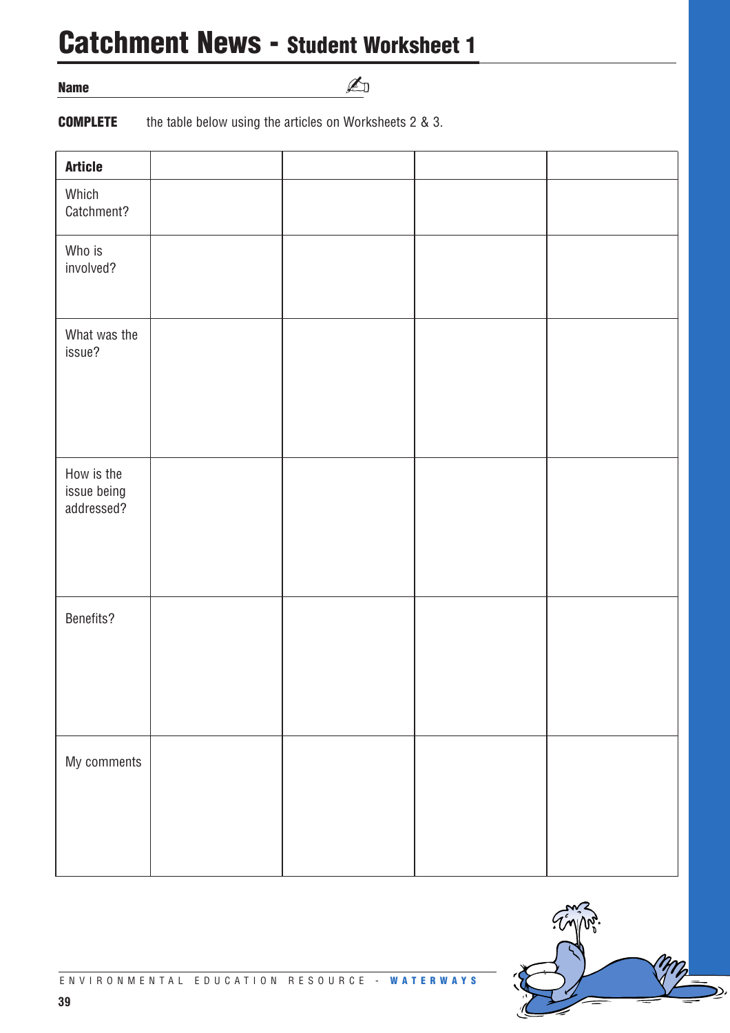# Catchment News - Student Worksheet 1

**Name** ______________________________

**COMPLETE** the table below using the articles on Worksheets 2 & 3.

| **Article** | | | | |
|---|---|---|---|---|
| Which Catchment? | | | | |
| Who is involved? | | | | |
| What was the issue? | | | | |
| How is the issue being addressed? | | | | |
| Benefits? | | | | |
| My comments | | | | |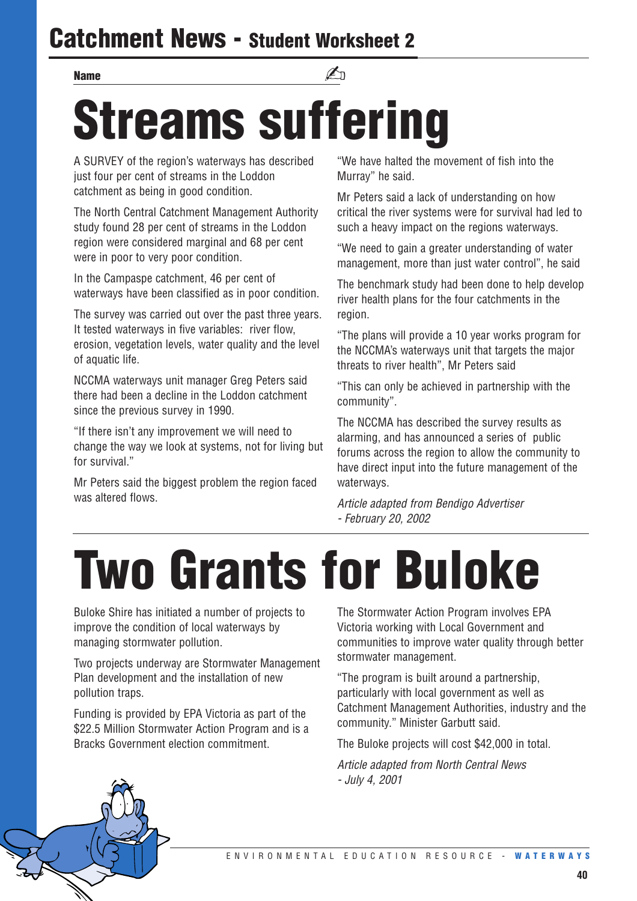# Catchment News - Student Worksheet 2

**Name** ____________________

# Streams suffering

A SURVEY of the region's waterways has described just four per cent of streams in the Loddon catchment as being in good condition.

The North Central Catchment Management Authority study found 28 per cent of streams in the Loddon region were considered marginal and 68 per cent were in poor to very poor condition.

In the Campaspe catchment, 46 per cent of waterways have been classified as in poor condition.

The survey was carried out over the past three years. It tested waterways in five variables: river flow, erosion, vegetation levels, water quality and the level of aquatic life.

NCCMA waterways unit manager Greg Peters said there had been a decline in the Loddon catchment since the previous survey in 1990.

"If there isn't any improvement we will need to change the way we look at systems, not for living but for survival."

Mr Peters said the biggest problem the region faced was altered flows.

"We have halted the movement of fish into the Murray" he said.

Mr Peters said a lack of understanding on how critical the river systems were for survival had led to such a heavy impact on the regions waterways.

"We need to gain a greater understanding of water management, more than just water control", he said

The benchmark study had been done to help develop river health plans for the four catchments in the region.

"The plans will provide a 10 year works program for the NCCMA's waterways unit that targets the major threats to river health", Mr Peters said

"This can only be achieved in partnership with the community".

The NCCMA has described the survey results as alarming, and has announced a series of public forums across the region to allow the community to have direct input into the future management of the waterways.

*Article adapted from Bendigo Advertiser - February 20, 2002*

# Two Grants for Buloke

Buloke Shire has initiated a number of projects to improve the condition of local waterways by managing stormwater pollution.

Two projects underway are Stormwater Management Plan development and the installation of new pollution traps.

Funding is provided by EPA Victoria as part of the $22.5 Million Stormwater Action Program and is a Bracks Government election commitment.

The Stormwater Action Program involves EPA Victoria working with Local Government and communities to improve water quality through better stormwater management.

"The program is built around a partnership, particularly with local government as well as Catchment Management Authorities, industry and the community." Minister Garbutt said.

The Buloke projects will cost $42,000 in total.

*Article adapted from North Central News - July 4, 2001*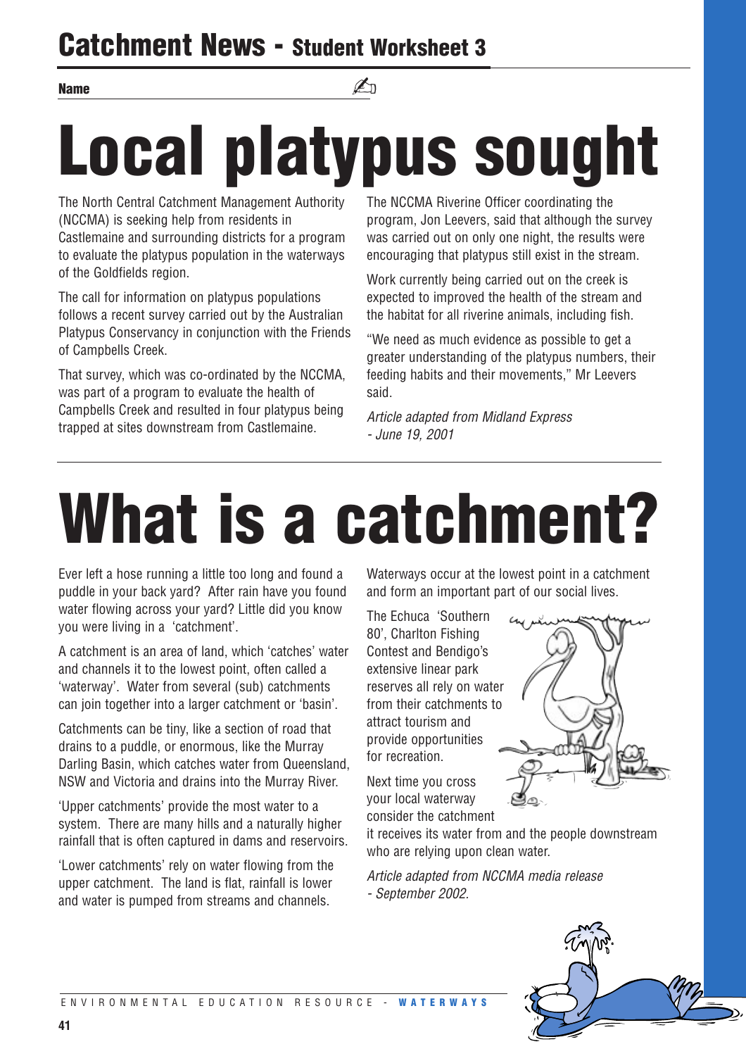## Catchment News - Student Worksheet 3

**Name** ________________________

# Local platypus sought

The North Central Catchment Management Authority (NCCMA) is seeking help from residents in Castlemaine and surrounding districts for a program to evaluate the platypus population in the waterways of the Goldfields region.

The call for information on platypus populations follows a recent survey carried out by the Australian Platypus Conservancy in conjunction with the Friends of Campbells Creek.

That survey, which was co-ordinated by the NCCMA, was part of a program to evaluate the health of Campbells Creek and resulted in four platypus being trapped at sites downstream from Castlemaine.

The NCCMA Riverine Officer coordinating the program, Jon Leevers, said that although the survey was carried out on only one night, the results were encouraging that platypus still exist in the stream.

Work currently being carried out on the creek is expected to improved the health of the stream and the habitat for all riverine animals, including fish.

"We need as much evidence as possible to get a greater understanding of the platypus numbers, their feeding habits and their movements," Mr Leevers said.

*Article adapted from Midland Express - June 19, 2001*

# What is a catchment?

Ever left a hose running a little too long and found a puddle in your back yard? After rain have you found water flowing across your yard? Little did you know you were living in a 'catchment'.

A catchment is an area of land, which 'catches' water and channels it to the lowest point, often called a 'waterway'. Water from several (sub) catchments can join together into a larger catchment or 'basin'.

Catchments can be tiny, like a section of road that drains to a puddle, or enormous, like the Murray Darling Basin, which catches water from Queensland, NSW and Victoria and drains into the Murray River.

'Upper catchments' provide the most water to a system. There are many hills and a naturally higher rainfall that is often captured in dams and reservoirs.

'Lower catchments' rely on water flowing from the upper catchment. The land is flat, rainfall is lower and water is pumped from streams and channels.

Waterways occur at the lowest point in a catchment and form an important part of our social lives.

The Echuca 'Southern 80', Charlton Fishing Contest and Bendigo's extensive linear park reserves all rely on water from their catchments to attract tourism and provide opportunities for recreation.

Next time you cross your local waterway consider the catchment it receives its water from and the people downstream who are relying upon clean water.

*Article adapted from NCCMA media release - September 2002.*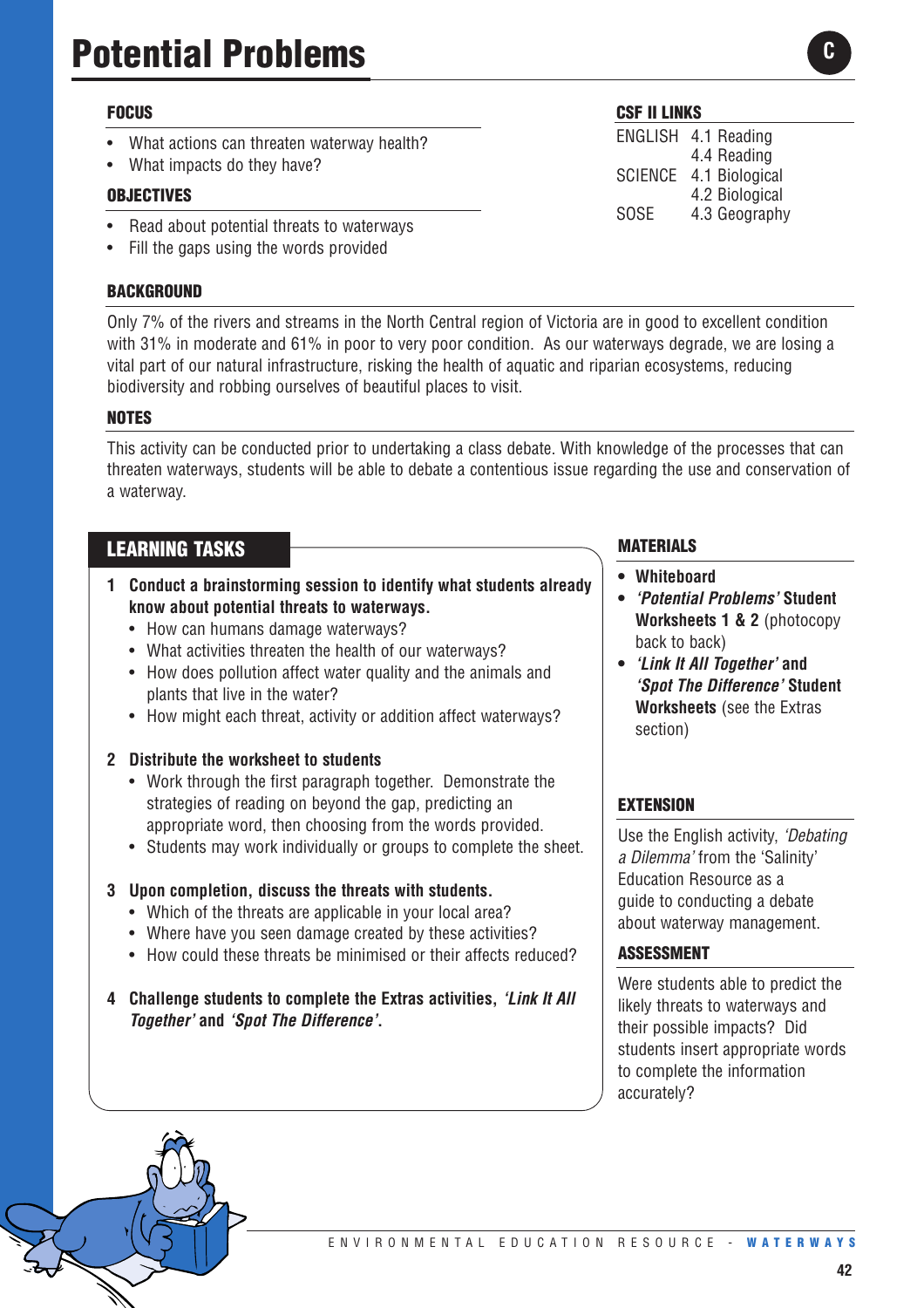# Potential Problems

C

### FOCUS

- What actions can threaten waterway health?
- What impacts do they have?

### OBJECTIVES

- Read about potential threats to waterways
- Fill the gaps using the words provided

### CSF II LINKS

| | |
|---|---|
| ENGLISH | 4.1 Reading |
| | 4.4 Reading |
| SCIENCE | 4.1 Biological |
| | 4.2 Biological |
| SOSE | 4.3 Geography |

### BACKGROUND

Only 7% of the rivers and streams in the North Central region of Victoria are in good to excellent condition with 31% in moderate and 61% in poor to very poor condition. As our waterways degrade, we are losing a vital part of our natural infrastructure, risking the health of aquatic and riparian ecosystems, reducing biodiversity and robbing ourselves of beautiful places to visit.

### NOTES

This activity can be conducted prior to undertaking a class debate. With knowledge of the processes that can threaten waterways, students will be able to debate a contentious issue regarding the use and conservation of a waterway.

## LEARNING TASKS

1. **Conduct a brainstorming session to identify what students already know about potential threats to waterways.**
   - How can humans damage waterways?
   - What activities threaten the health of our waterways?
   - How does pollution affect water quality and the animals and plants that live in the water?
   - How might each threat, activity or addition affect waterways?

2. **Distribute the worksheet to students**
   - Work through the first paragraph together. Demonstrate the strategies of reading on beyond the gap, predicting an appropriate word, then choosing from the words provided.
   - Students may work individually or groups to complete the sheet.

3. **Upon completion, discuss the threats with students.**
   - Which of the threats are applicable in your local area?
   - Where have you seen damage created by these activities?
   - How could these threats be minimised or their affects reduced?

4. **Challenge students to complete the Extras activities, *'Link It All Together'* and *'Spot The Difference'*.**

### MATERIALS

- **Whiteboard**
- ***'Potential Problems'* Student Worksheets 1 & 2** (photocopy back to back)
- ***'Link It All Together'* and *'Spot The Difference'* Student Worksheets** (see the Extras section)

### EXTENSION

Use the English activity, *'Debating a Dilemma'* from the 'Salinity' Education Resource as a guide to conducting a debate about waterway management.

### ASSESSMENT

Were students able to predict the likely threats to waterways and their possible impacts? Did students insert appropriate words to complete the information accurately?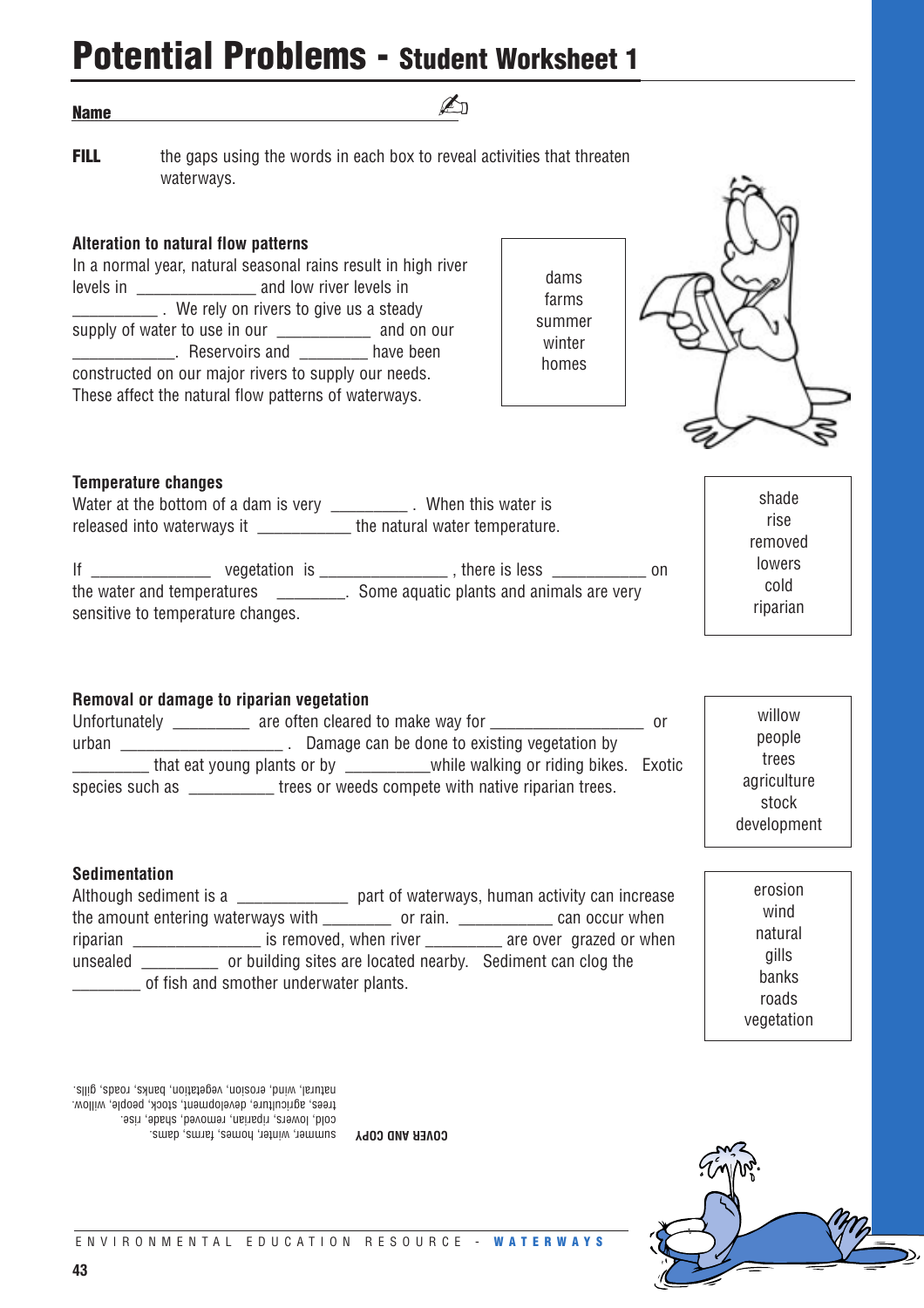# Potential Problems - Student Worksheet 1

**Name** ______________________________

**FILL** the gaps using the words in each box to reveal activities that threaten waterways.

### Alteration to natural flow patterns

In a normal year, natural seasonal rains result in high river levels in ______________ and low river levels in __________ . We rely on rivers to give us a steady supply of water to use in our ___________ and on our ____________. Reservoirs and ________ have been constructed on our major rivers to supply our needs. These affect the natural flow patterns of waterways.

| |
|---|
| dams |
| farms |
| summer |
| winter |
| homes |

### Temperature changes

Water at the bottom of a dam is very _________ . When this water is released into waterways it ___________ the natural water temperature.

If ______________ vegetation is _______________ , there is less ___________ on the water and temperatures ________. Some aquatic plants and animals are very sensitive to temperature changes.

| |
|---|
| shade |
| rise |
| removed |
| lowers |
| cold |
| riparian |

### Removal or damage to riparian vegetation

Unfortunately _________ are often cleared to make way for __________________ or urban ___________________ . Damage can be done to existing vegetation by _________ that eat young plants or by __________while walking or riding bikes. Exotic species such as __________ trees or weeds compete with native riparian trees.

| |
|---|
| willow |
| people |
| trees |
| agriculture |
| stock |
| development |

### Sedimentation

Although sediment is a _____________ part of waterways, human activity can increase the amount entering waterways with ________ or rain. ___________ can occur when riparian _______________ is removed, when river _________ are over grazed or when unsealed _________ or building sites are located nearby. Sediment can clog the ________ of fish and smother underwater plants.

| |
|---|
| erosion |
| wind |
| natural |
| gills |
| banks |
| roads |
| vegetation |

**COVER AND COPY**
summer, winter, homes, farms, dams.
cold, lowers, riparian, removed, shade, rise.
trees, agriculture, development, stock, people, willow.
natural, wind, erosion, vegetation, banks, roads, gills.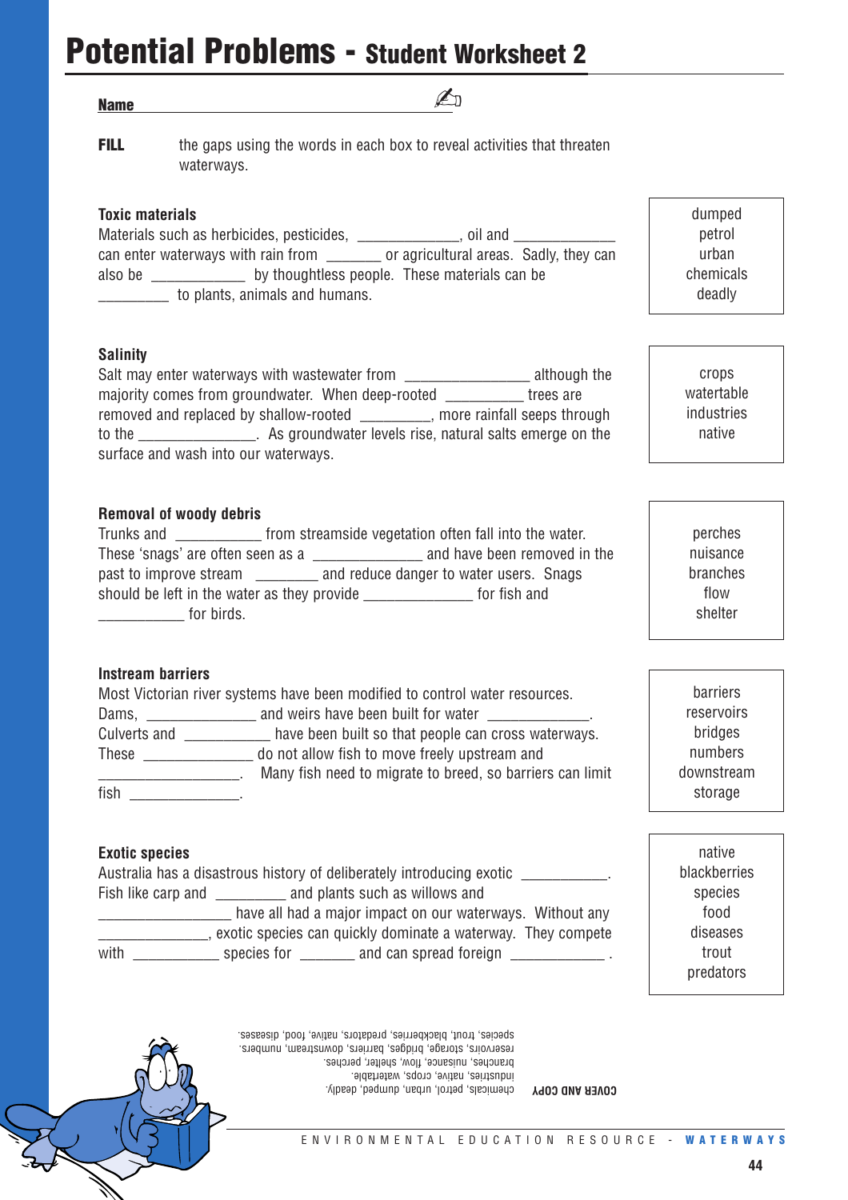# Potential Problems - Student Worksheet 2

**Name** ____________________________________

**FILL** the gaps using the words in each box to reveal activities that threaten waterways.

### Toxic materials

Materials such as herbicides, pesticides, _____________, oil and _____________ can enter waterways with rain from _______ or agricultural areas. Sadly, they can also be ____________ by thoughtless people. These materials can be _________ to plants, animals and humans.

| |
|---|
| dumped |
| petrol |
| urban |
| chemicals |
| deadly |

### Salinity

Salt may enter waterways with wastewater from ________________ although the majority comes from groundwater. When deep-rooted __________ trees are removed and replaced by shallow-rooted _________, more rainfall seeps through to the _______________. As groundwater levels rise, natural salts emerge on the surface and wash into our waterways.

| |
|---|
| crops |
| watertable |
| industries |
| native |

### Removal of woody debris

Trunks and ___________ from streamside vegetation often fall into the water. These 'snags' are often seen as a ______________ and have been removed in the past to improve stream ________ and reduce danger to water users. Snags should be left in the water as they provide ______________ for fish and ___________ for birds.

| |
|---|
| perches |
| nuisance |
| branches |
| flow |
| shelter |

### Instream barriers

Most Victorian river systems have been modified to control water resources. Dams, ______________ and weirs have been built for water _____________. Culverts and ___________ have been built so that people can cross waterways. These ______________ do not allow fish to move freely upstream and ___________________. Many fish need to migrate to breed, so barriers can limit fish ______________.

| |
|---|
| barriers |
| reservoirs |
| bridges |
| numbers |
| downstream |
| storage |

### Exotic species

Australia has a disastrous history of deliberately introducing exotic ___________. Fish like carp and _________ and plants such as willows and _________________ have all had a major impact on our waterways. Without any ______________, exotic species can quickly dominate a waterway. They compete with ___________ species for _______ and can spread foreign ____________ .

| |
|---|
| native |
| blackberries |
| species |
| food |
| diseases |
| trout |
| predators |

**COVER AND COPY**

chemicals, petrol, urban, dumped, deadly.
industries, native, crops, watertable.
branches, nuisance, flow, shelter, perches.
reservoirs, storage, bridges, barriers, downstream, numbers.
species, trout, blackberries, predators, native, food, diseases.

ENVIRONMENTAL EDUCATION RESOURCE - **WATERWAYS**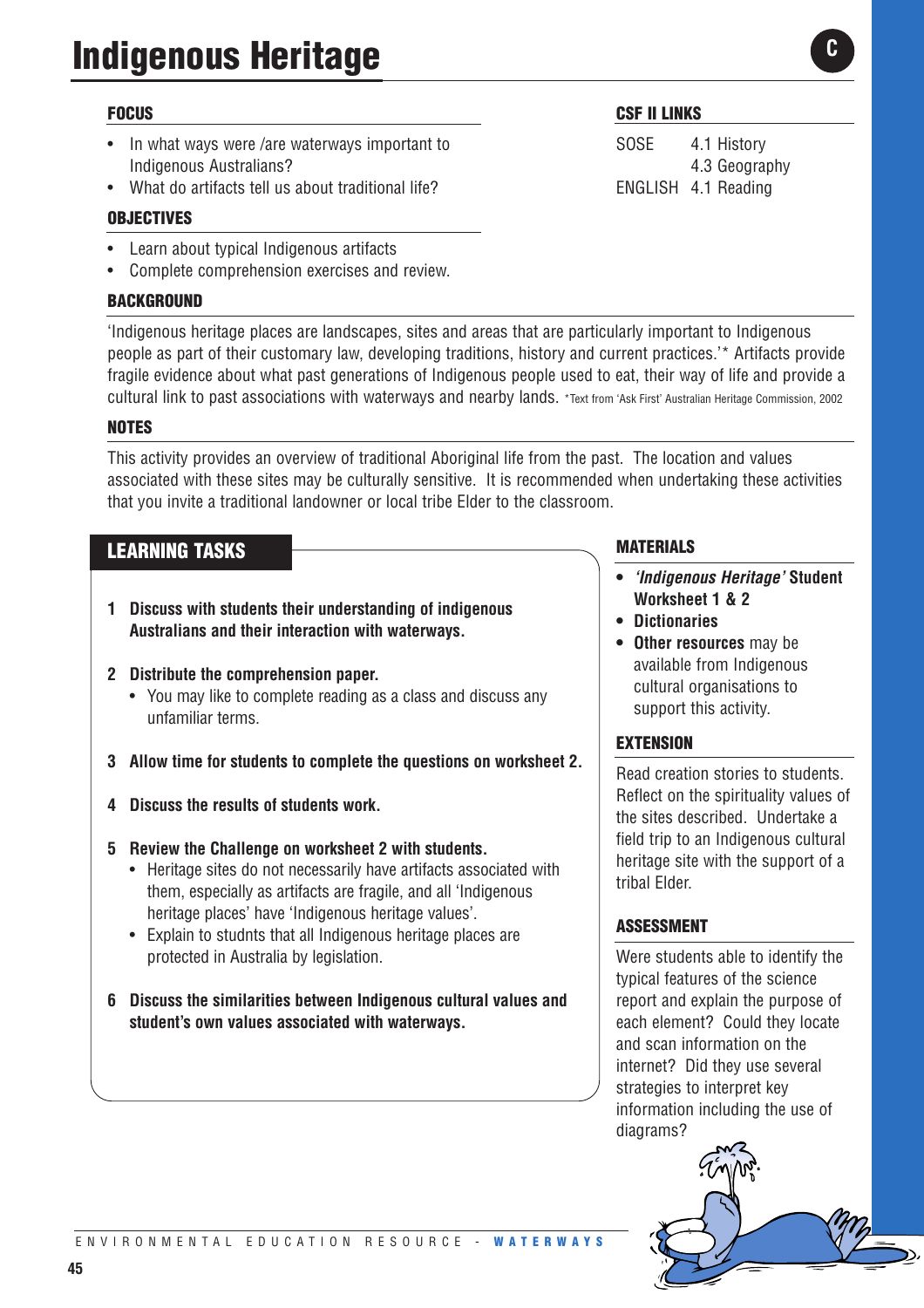# Indigenous Heritage

C

## FOCUS

- In what ways were /are waterways important to Indigenous Australians?
- What do artifacts tell us about traditional life?

## CSF II LINKS

| | |
|---|---|
| SOSE | 4.1 History |
| | 4.3 Geography |
| ENGLISH | 4.1 Reading |

## OBJECTIVES

- Learn about typical Indigenous artifacts
- Complete comprehension exercises and review.

## BACKGROUND

'Indigenous heritage places are landscapes, sites and areas that are particularly important to Indigenous people as part of their customary law, developing traditions, history and current practices.'* Artifacts provide fragile evidence about what past generations of Indigenous people used to eat, their way of life and provide a cultural link to past associations with waterways and nearby lands. *Text from 'Ask First' Australian Heritage Commission, 2002

## NOTES

This activity provides an overview of traditional Aboriginal life from the past. The location and values associated with these sites may be culturally sensitive. It is recommended when undertaking these activities that you invite a traditional landowner or local tribe Elder to the classroom.

## LEARNING TASKS

1. **Discuss with students their understanding of indigenous Australians and their interaction with waterways.**
2. **Distribute the comprehension paper.**
   - You may like to complete reading as a class and discuss any unfamiliar terms.
3. **Allow time for students to complete the questions on worksheet 2.**
4. **Discuss the results of students work.**
5. **Review the Challenge on worksheet 2 with students.**
   - Heritage sites do not necessarily have artifacts associated with them, especially as artifacts are fragile, and all 'Indigenous heritage places' have 'Indigenous heritage values'.
   - Explain to studnts that all Indigenous heritage places are protected in Australia by legislation.
6. **Discuss the similarities between Indigenous cultural values and student's own values associated with waterways.**

## MATERIALS

- ***'Indigenous Heritage'* Student Worksheet 1 & 2**
- **Dictionaries**
- **Other resources** may be available from Indigenous cultural organisations to support this activity.

## EXTENSION

Read creation stories to students. Reflect on the spirituality values of the sites described. Undertake a field trip to an Indigenous cultural heritage site with the support of a tribal Elder.

## ASSESSMENT

Were students able to identify the typical features of the science report and explain the purpose of each element? Could they locate and scan information on the internet? Did they use several strategies to interpret key information including the use of diagrams?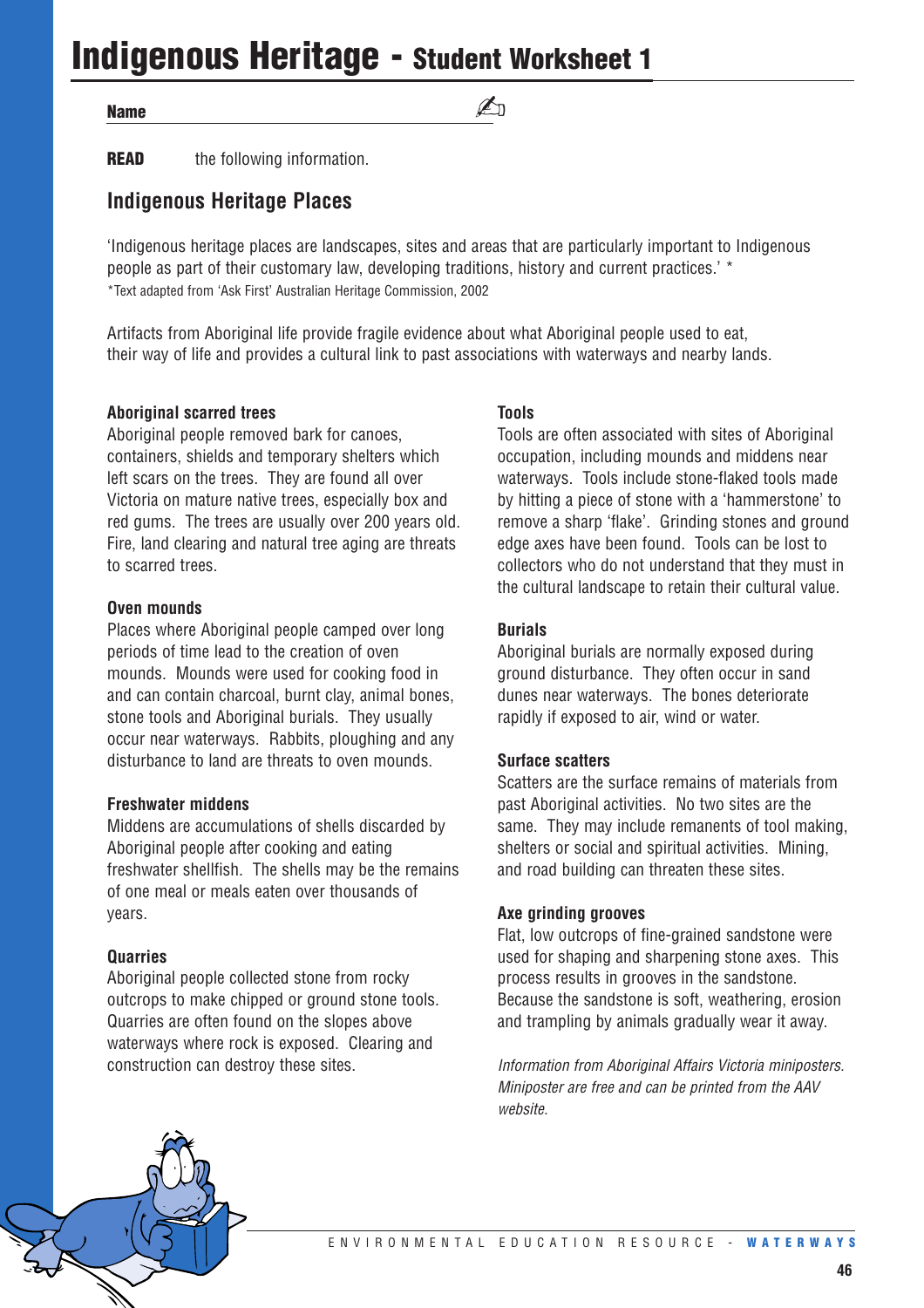# Indigenous Heritage - Student Worksheet 1

**Name** ______________________

**READ** the following information.

## Indigenous Heritage Places

'Indigenous heritage places are landscapes, sites and areas that are particularly important to Indigenous people as part of their customary law, developing traditions, history and current practices.' *

*Text adapted from 'Ask First' Australian Heritage Commission, 2002

Artifacts from Aboriginal life provide fragile evidence about what Aboriginal people used to eat, their way of life and provides a cultural link to past associations with waterways and nearby lands.

### Aboriginal scarred trees

Aboriginal people removed bark for canoes, containers, shields and temporary shelters which left scars on the trees. They are found all over Victoria on mature native trees, especially box and red gums. The trees are usually over 200 years old. Fire, land clearing and natural tree aging are threats to scarred trees.

### Oven mounds

Places where Aboriginal people camped over long periods of time lead to the creation of oven mounds. Mounds were used for cooking food in and can contain charcoal, burnt clay, animal bones, stone tools and Aboriginal burials. They usually occur near waterways. Rabbits, ploughing and any disturbance to land are threats to oven mounds.

### Freshwater middens

Middens are accumulations of shells discarded by Aboriginal people after cooking and eating freshwater shellfish. The shells may be the remains of one meal or meals eaten over thousands of years.

### Quarries

Aboriginal people collected stone from rocky outcrops to make chipped or ground stone tools. Quarries are often found on the slopes above waterways where rock is exposed. Clearing and construction can destroy these sites.

### Tools

Tools are often associated with sites of Aboriginal occupation, including mounds and middens near waterways. Tools include stone-flaked tools made by hitting a piece of stone with a 'hammerstone' to remove a sharp 'flake'. Grinding stones and ground edge axes have been found. Tools can be lost to collectors who do not understand that they must in the cultural landscape to retain their cultural value.

### Burials

Aboriginal burials are normally exposed during ground disturbance. They often occur in sand dunes near waterways. The bones deteriorate rapidly if exposed to air, wind or water.

### Surface scatters

Scatters are the surface remains of materials from past Aboriginal activities. No two sites are the same. They may include remanents of tool making, shelters or social and spiritual activities. Mining, and road building can threaten these sites.

### Axe grinding grooves

Flat, low outcrops of fine-grained sandstone were used for shaping and sharpening stone axes. This process results in grooves in the sandstone. Because the sandstone is soft, weathering, erosion and trampling by animals gradually wear it away.

*Information from Aboriginal Affairs Victoria miniposters. Miniposter are free and can be printed from the AAV website.*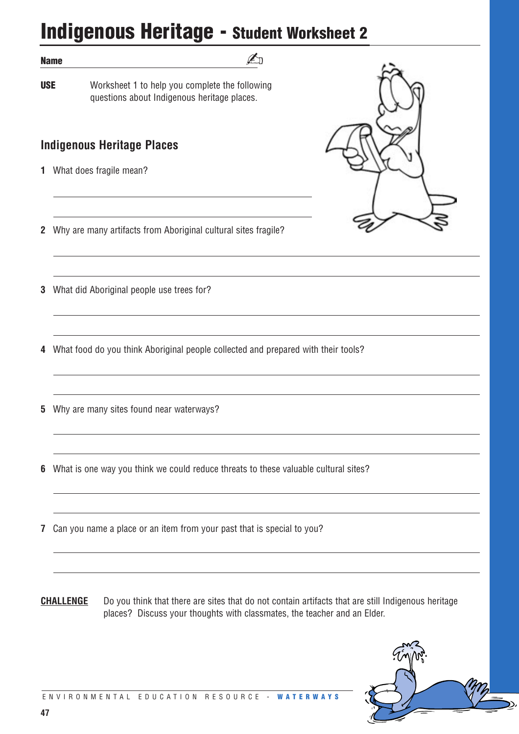# Indigenous Heritage - Student Worksheet 2

**Name** ______________________

**USE** Worksheet 1 to help you complete the following questions about Indigenous heritage places.

## Indigenous Heritage Places

1 What does fragile mean?

______________________

______________________

2 Why are many artifacts from Aboriginal cultural sites fragile?

______________________

______________________

3 What did Aboriginal people use trees for?

______________________

______________________

4 What food do you think Aboriginal people collected and prepared with their tools?

______________________

______________________

5 Why are many sites found near waterways?

______________________

______________________

6 What is one way you think we could reduce threats to these valuable cultural sites?

______________________

______________________

7 Can you name a place or an item from your past that is special to you?

______________________

______________________

**CHALLENGE** Do you think that there are sites that do not contain artifacts that are still Indigenous heritage places? Discuss your thoughts with classmates, the teacher and an Elder.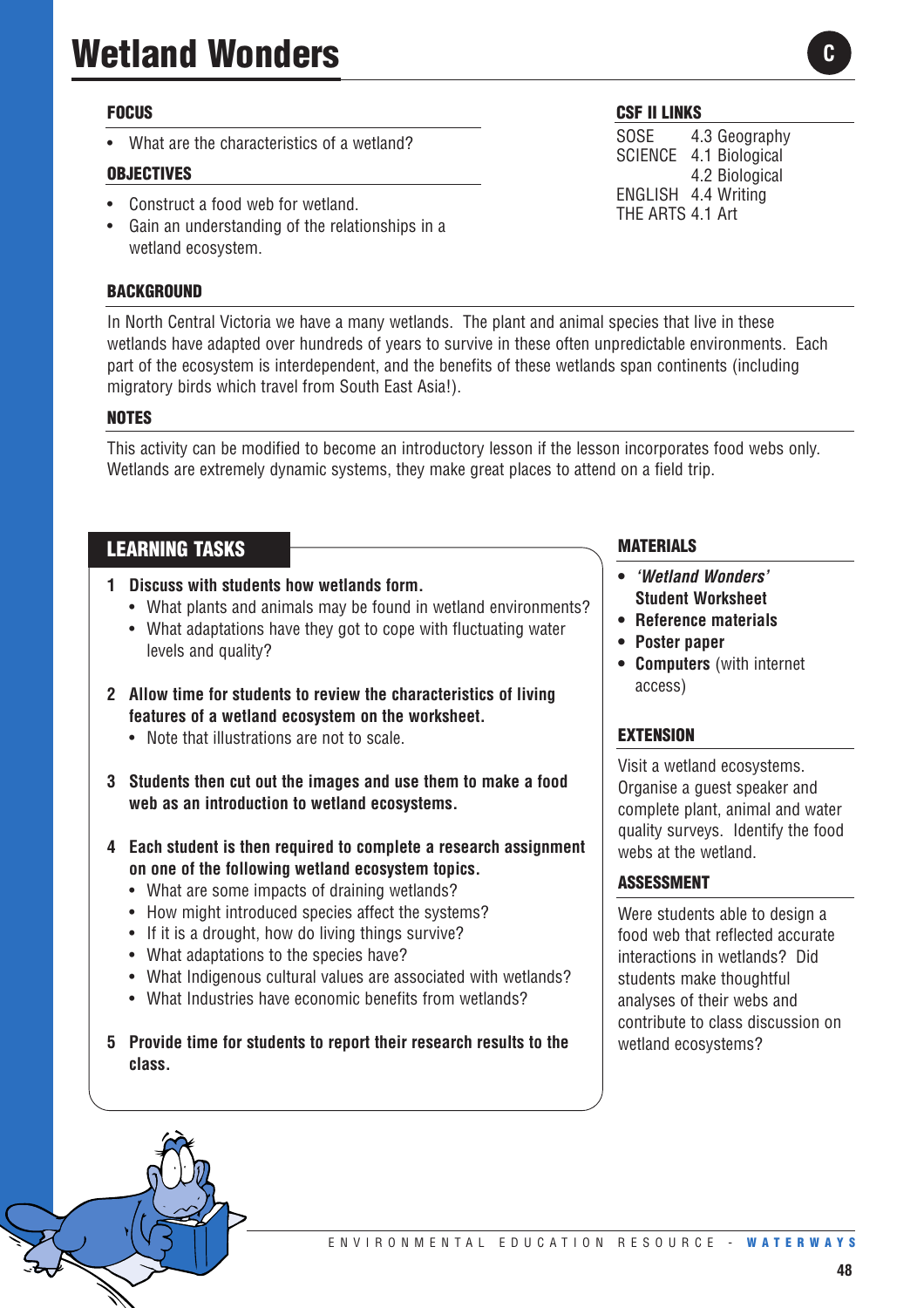# Wetland Wonders

C

## FOCUS

- What are the characteristics of a wetland?

## OBJECTIVES

- Construct a food web for wetland.
- Gain an understanding of the relationships in a wetland ecosystem.

## CSF II LINKS

SOSE 4.3 Geography
SCIENCE 4.1 Biological
4.2 Biological
ENGLISH 4.4 Writing
THE ARTS 4.1 Art

## BACKGROUND

In North Central Victoria we have a many wetlands. The plant and animal species that live in these wetlands have adapted over hundreds of years to survive in these often unpredictable environments. Each part of the ecosystem is interdependent, and the benefits of these wetlands span continents (including migratory birds which travel from South East Asia!).

## NOTES

This activity can be modified to become an introductory lesson if the lesson incorporates food webs only. Wetlands are extremely dynamic systems, they make great places to attend on a field trip.

## LEARNING TASKS

1. **Discuss with students how wetlands form.**
   - What plants and animals may be found in wetland environments?
   - What adaptations have they got to cope with fluctuating water levels and quality?

2. **Allow time for students to review the characteristics of living features of a wetland ecosystem on the worksheet.**
   - Note that illustrations are not to scale.

3. **Students then cut out the images and use them to make a food web as an introduction to wetland ecosystems.**

4. **Each student is then required to complete a research assignment on one of the following wetland ecosystem topics.**
   - What are some impacts of draining wetlands?
   - How might introduced species affect the systems?
   - If it is a drought, how do living things survive?
   - What adaptations to the species have?
   - What Indigenous cultural values are associated with wetlands?
   - What Industries have economic benefits from wetlands?

5. **Provide time for students to report their research results to the class.**

## MATERIALS

- ***'Wetland Wonders'* Student Worksheet**
- **Reference materials**
- **Poster paper**
- **Computers** (with internet access)

## EXTENSION

Visit a wetland ecosystems. Organise a guest speaker and complete plant, animal and water quality surveys. Identify the food webs at the wetland.

## ASSESSMENT

Were students able to design a food web that reflected accurate interactions in wetlands? Did students make thoughtful analyses of their webs and contribute to class discussion on wetland ecosystems?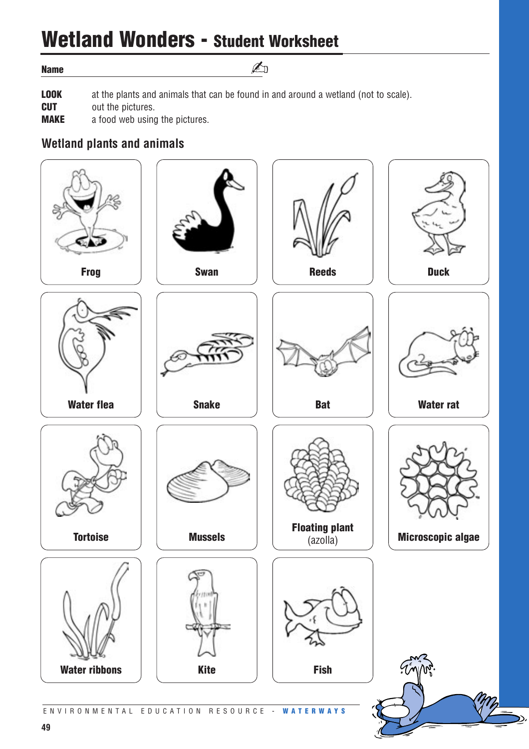# Wetland Wonders - Student Worksheet

**Name** ______________________________

**LOOK** at the plants and animals that can be found in and around a wetland (not to scale).
**CUT** out the pictures.
**MAKE** a food web using the pictures.

## Wetland plants and animals

Frog

Swan

Reeds

Duck

Water flea

Snake

Bat

Water rat

Tortoise

Mussels

Floating plant (azolla)

Microscopic algae

Water ribbons

Kite

Fish

ENVIRONMENTAL EDUCATION RESOURCE - WATERWAYS